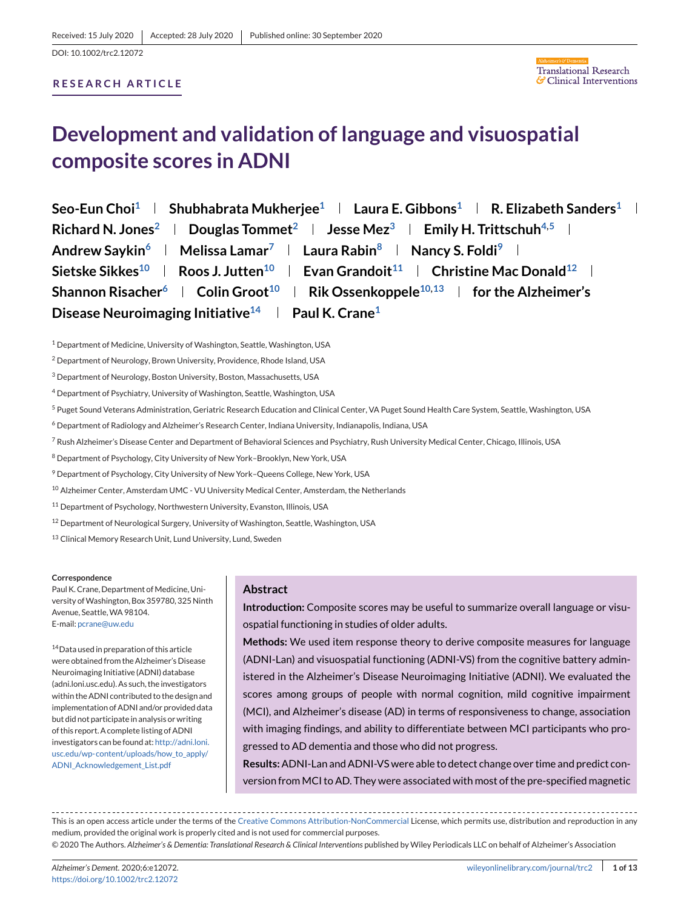Received: 15 July 2020 | Accepted: 28 July 2020 | Published online: 30 September 2020

DOI: 10.1002/trc2.12072

RESEARCH ARTICLE

# Development and validation of language and visuospatial composite scores in ADNI

Seo-Eun Choi[1] | Shubhabrata Mukherjee[1] | Laura E. Gibbons[1] | R. Elizabeth Sanders[1] | Richard N. Jones[2] | Douglas Tommet[2] | Jesse Mez[3] | Emily H. Trittschuh[4,5] | Andrew Saykin[6] | Melissa Lamar[7] | Laura Rabin[8] | Nancy S. Foldi[9] | Sietske Sikkes[10] | Roos J. Jutten[10] | Evan Grandoit[11] | Christine Mac Donald[12] | Shannon Risacher[6] | Colin Groot[10] | Rik Ossenkoppele[10,13] | for the Alzheimer's Disease Neuroimaging Initiative[14] | Paul K. Crane[1]

[1] Department of Medicine, University of Washington, Seattle, Washington, USA

[2] Department of Neurology, Brown University, Providence, Rhode Island, USA

[3] Department of Neurology, Boston University, Boston, Massachusetts, USA

[4] Department of Psychiatry, University of Washington, Seattle, Washington, USA

[5] Puget Sound Veterans Administration, Geriatric Research Education and Clinical Center, VA Puget Sound Health Care System, Seattle, Washington, USA

[6] Department of Radiology and Alzheimer's Research Center, Indiana University, Indianapolis, Indiana, USA

[7] Rush Alzheimer's Disease Center and Department of Behavioral Sciences and Psychiatry, Rush University Medical Center, Chicago, Illinois, USA

[8] Department of Psychology, City University of New York–Brooklyn, New York, USA

[9] Department of Psychology, City University of New York–Queens College, New York, USA

[10] Alzheimer Center, Amsterdam UMC - VU University Medical Center, Amsterdam, the Netherlands

[11] Department of Psychology, Northwestern University, Evanston, Illinois, USA

[12] Department of Neurological Surgery, University of Washington, Seattle, Washington, USA

[13] Clinical Memory Research Unit, Lund University, Lund, Sweden

**Correspondence**

Paul K. Crane, Department of Medicine, University of Washington, Box 359780, 325 Ninth Avenue, Seattle, WA 98104.
E-mail: pcrane@uw.edu

[14] Data used in preparation of this article were obtained from the Alzheimer's Disease Neuroimaging Initiative (ADNI) database (adni.loni.usc.edu). As such, the investigators within the ADNI contributed to the design and implementation of ADNI and/or provided data but did not participate in analysis or writing of this report. A complete listing of ADNI investigators can be found at: http://adni.loni.usc.edu/wp-content/uploads/how_to_apply/ADNI_Acknowledgement_List.pdf

## Abstract

**Introduction:** Composite scores may be useful to summarize overall language or visuospatial functioning in studies of older adults.

**Methods:** We used item response theory to derive composite measures for language (ADNI-Lan) and visuospatial functioning (ADNI-VS) from the cognitive battery administered in the Alzheimer's Disease Neuroimaging Initiative (ADNI). We evaluated the scores among groups of people with normal cognition, mild cognitive impairment (MCI), and Alzheimer's disease (AD) in terms of responsiveness to change, association with imaging findings, and ability to differentiate between MCI participants who progressed to AD dementia and those who did not progress.

**Results:** ADNI-Lan and ADNI-VS were able to detect change over time and predict conversion from MCI to AD. They were associated with most of the pre-specified magnetic

This is an open access article under the terms of the Creative Commons Attribution-NonCommercial License, which permits use, distribution and reproduction in any medium, provided the original work is properly cited and is not used for commercial purposes.

© 2020 The Authors. *Alzheimer's & Dementia: Translational Research & Clinical Interventions* published by Wiley Periodicals LLC on behalf of Alzheimer's Association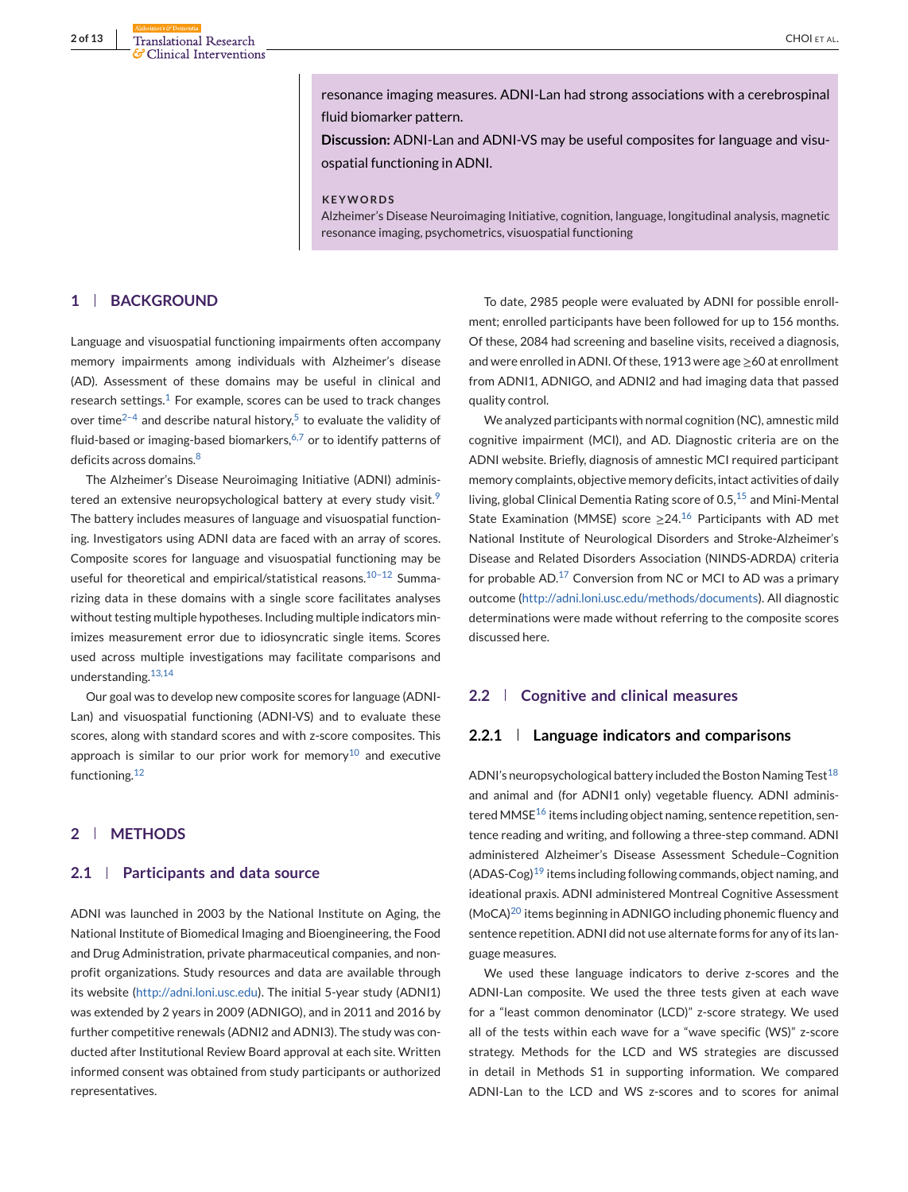resonance imaging measures. ADNI-Lan had strong associations with a cerebrospinal fluid biomarker pattern.

**Discussion:** ADNI-Lan and ADNI-VS may be useful composites for language and visuospatial functioning in ADNI.

**KEYWORDS**

Alzheimer's Disease Neuroimaging Initiative, cognition, language, longitudinal analysis, magnetic resonance imaging, psychometrics, visuospatial functioning

## 1 | BACKGROUND

Language and visuospatial functioning impairments often accompany memory impairments among individuals with Alzheimer's disease (AD). Assessment of these domains may be useful in clinical and research settings.[1] For example, scores can be used to track changes over time[2–4] and describe natural history,[5] to evaluate the validity of fluid-based or imaging-based biomarkers,[6,7] or to identify patterns of deficits across domains.[8]

The Alzheimer's Disease Neuroimaging Initiative (ADNI) administered an extensive neuropsychological battery at every study visit.[9] The battery includes measures of language and visuospatial functioning. Investigators using ADNI data are faced with an array of scores. Composite scores for language and visuospatial functioning may be useful for theoretical and empirical/statistical reasons.[10–12] Summarizing data in these domains with a single score facilitates analyses without testing multiple hypotheses. Including multiple indicators minimizes measurement error due to idiosyncratic single items. Scores used across multiple investigations may facilitate comparisons and understanding.[13,14]

Our goal was to develop new composite scores for language (ADNI-Lan) and visuospatial functioning (ADNI-VS) and to evaluate these scores, along with standard scores and with z-score composites. This approach is similar to our prior work for memory[10] and executive functioning.[12]

## 2 | METHODS

### 2.1 | Participants and data source

ADNI was launched in 2003 by the National Institute on Aging, the National Institute of Biomedical Imaging and Bioengineering, the Food and Drug Administration, private pharmaceutical companies, and nonprofit organizations. Study resources and data are available through its website (http://adni.loni.usc.edu). The initial 5-year study (ADNI1) was extended by 2 years in 2009 (ADNIGO), and in 2011 and 2016 by further competitive renewals (ADNI2 and ADNI3). The study was conducted after Institutional Review Board approval at each site. Written informed consent was obtained from study participants or authorized representatives.

To date, 2985 people were evaluated by ADNI for possible enrollment; enrolled participants have been followed for up to 156 months. Of these, 2084 had screening and baseline visits, received a diagnosis, and were enrolled in ADNI. Of these, 1913 were age ≥60 at enrollment from ADNI1, ADNIGO, and ADNI2 and had imaging data that passed quality control.

We analyzed participants with normal cognition (NC), amnestic mild cognitive impairment (MCI), and AD. Diagnostic criteria are on the ADNI website. Briefly, diagnosis of amnestic MCI required participant memory complaints, objective memory deficits, intact activities of daily living, global Clinical Dementia Rating score of 0.5,[15] and Mini-Mental State Examination (MMSE) score ≥24.[16] Participants with AD met National Institute of Neurological Disorders and Stroke-Alzheimer's Disease and Related Disorders Association (NINDS-ADRDA) criteria for probable AD.[17] Conversion from NC or MCI to AD was a primary outcome (http://adni.loni.usc.edu/methods/documents). All diagnostic determinations were made without referring to the composite scores discussed here.

### 2.2 | Cognitive and clinical measures

#### 2.2.1 | Language indicators and comparisons

ADNI's neuropsychological battery included the Boston Naming Test[18] and animal and (for ADNI1 only) vegetable fluency. ADNI administered MMSE[16] items including object naming, sentence repetition, sentence reading and writing, and following a three-step command. ADNI administered Alzheimer's Disease Assessment Schedule–Cognition (ADAS-Cog)[19] items including following commands, object naming, and ideational praxis. ADNI administered Montreal Cognitive Assessment (MoCA)[20] items beginning in ADNIGO including phonemic fluency and sentence repetition. ADNI did not use alternate forms for any of its language measures.

We used these language indicators to derive z-scores and the ADNI-Lan composite. We used the three tests given at each wave for a "least common denominator (LCD)" z-score strategy. We used all of the tests within each wave for a "wave specific (WS)" z-score strategy. Methods for the LCD and WS strategies are discussed in detail in Methods S1 in supporting information. We compared ADNI-Lan to the LCD and WS z-scores and to scores for animal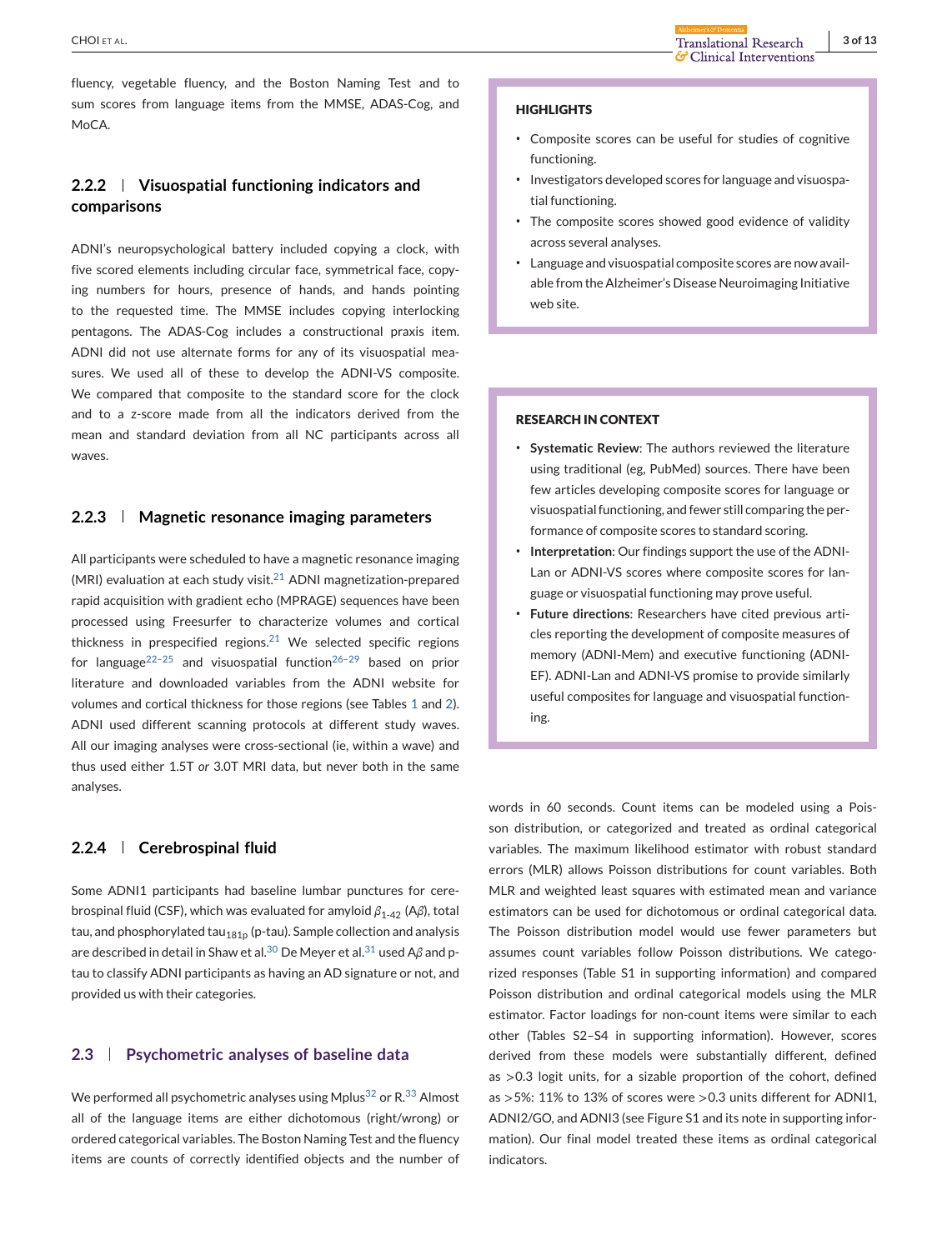fluency, vegetable fluency, and the Boston Naming Test and to sum scores from language items from the MMSE, ADAS-Cog, and MoCA.

### 2.2.2 | Visuospatial functioning indicators and comparisons

ADNI's neuropsychological battery included copying a clock, with five scored elements including circular face, symmetrical face, copying numbers for hours, presence of hands, and hands pointing to the requested time. The MMSE includes copying interlocking pentagons. The ADAS-Cog includes a constructional praxis item. ADNI did not use alternate forms for any of its visuospatial measures. We used all of these to develop the ADNI-VS composite. We compared that composite to the standard score for the clock and to a z-score made from all the indicators derived from the mean and standard deviation from all NC participants across all waves.

### 2.2.3 | Magnetic resonance imaging parameters

All participants were scheduled to have a magnetic resonance imaging (MRI) evaluation at each study visit.[21] ADNI magnetization-prepared rapid acquisition with gradient echo (MPRAGE) sequences have been processed using Freesurfer to characterize volumes and cortical thickness in prespecified regions.[21] We selected specific regions for language[22–25] and visuospatial function[26–29] based on prior literature and downloaded variables from the ADNI website for volumes and cortical thickness for those regions (see Tables 1 and 2). ADNI used different scanning protocols at different study waves. All our imaging analyses were cross-sectional (ie, within a wave) and thus used either 1.5T *or* 3.0T MRI data, but never both in the same analyses.

### 2.2.4 | Cerebrospinal fluid

Some ADNI1 participants had baseline lumbar punctures for cerebrospinal fluid (CSF), which was evaluated for amyloid $\beta_{1\text{-}42}$ (A$\beta$), total tau, and phosphorylated $\text{tau}_{181\text{p}}$ (p-tau). Sample collection and analysis are described in detail in Shaw et al.[30] De Meyer et al.[31] used A$\beta$ and p-tau to classify ADNI participants as having an AD signature or not, and provided us with their categories.

## 2.3 | Psychometric analyses of baseline data

We performed all psychometric analyses using Mplus[32] or R.[33] Almost all of the language items are either dichotomous (right/wrong) or ordered categorical variables. The Boston Naming Test and the fluency items are counts of correctly identified objects and the number of words in 60 seconds. Count items can be modeled using a Poisson distribution, or categorized and treated as ordinal categorical variables. The maximum likelihood estimator with robust standard errors (MLR) allows Poisson distributions for count variables. Both MLR and weighted least squares with estimated mean and variance estimators can be used for dichotomous or ordinal categorical data. The Poisson distribution model would use fewer parameters but assumes count variables follow Poisson distributions. We categorized responses (Table S1 in supporting information) and compared Poisson distribution and ordinal categorical models using the MLR estimator. Factor loadings for non-count items were similar to each other (Tables S2–S4 in supporting information). However, scores derived from these models were substantially different, defined as >0.3 logit units, for a sizable proportion of the cohort, defined as >5%: 11% to 13% of scores were >0.3 units different for ADNI1, ADNI2/GO, and ADNI3 (see Figure S1 and its note in supporting information). Our final model treated these items as ordinal categorical indicators.

**HIGHLIGHTS**

- Composite scores can be useful for studies of cognitive functioning.
- Investigators developed scores for language and visuospatial functioning.
- The composite scores showed good evidence of validity across several analyses.
- Language and visuospatial composite scores are now available from the Alzheimer's Disease Neuroimaging Initiative web site.

**RESEARCH IN CONTEXT**

- **Systematic Review**: The authors reviewed the literature using traditional (eg, PubMed) sources. There have been few articles developing composite scores for language or visuospatial functioning, and fewer still comparing the performance of composite scores to standard scoring.
- **Interpretation**: Our findings support the use of the ADNI-Lan or ADNI-VS scores where composite scores for language or visuospatial functioning may prove useful.
- **Future directions**: Researchers have cited previous articles reporting the development of composite measures of memory (ADNI-Mem) and executive functioning (ADNI-EF). ADNI-Lan and ADNI-VS promise to provide similarly useful composites for language and visuospatial functioning.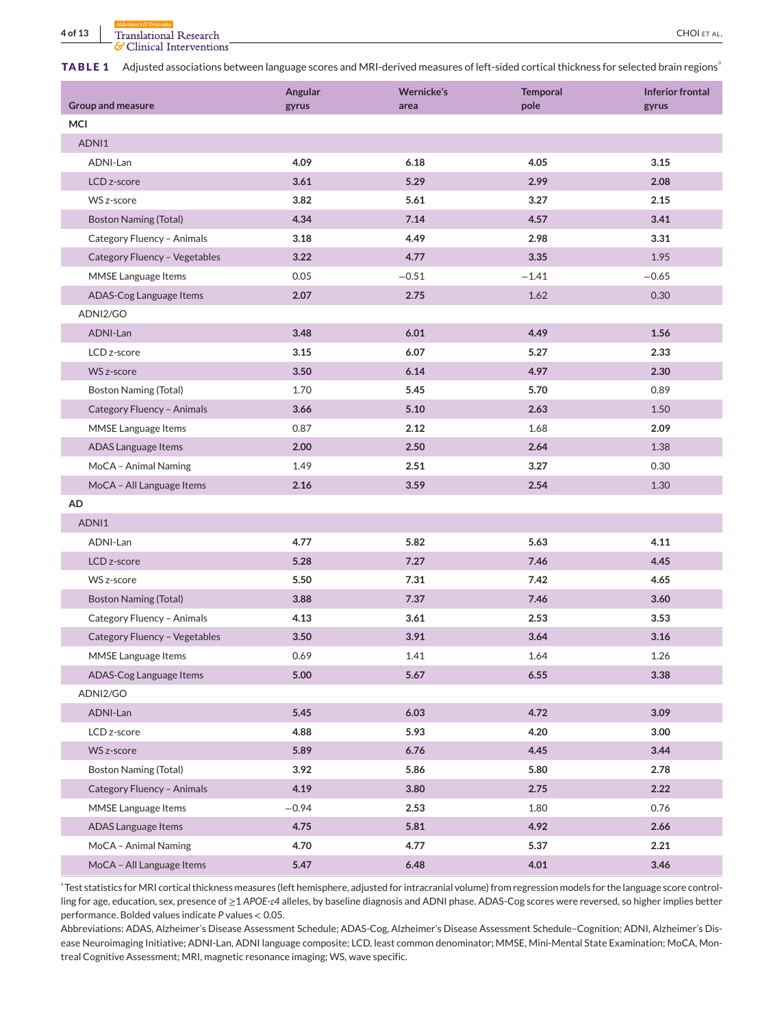**TABLE 1** Adjusted associations between language scores and MRI-derived measures of left-sided cortical thickness for selected brain regions[a]

| Group and measure | Angular gyrus | Wernicke's area | Temporal pole | Inferior frontal gyrus |
|---|---|---|---|---|
| **MCI** | | | | |
| ADNI1 | | | | |
| ADNI-Lan | **4.09** | **6.18** | **4.05** | **3.15** |
| LCD z-score | **3.61** | **5.29** | **2.99** | **2.08** |
| WS z-score | **3.82** | **5.61** | **3.27** | **2.15** |
| Boston Naming (Total) | **4.34** | **7.14** | **4.57** | **3.41** |
| Category Fluency – Animals | **3.18** | **4.49** | **2.98** | **3.31** |
| Category Fluency – Vegetables | **3.22** | **4.77** | **3.35** | 1.95 |
| MMSE Language Items | 0.05 | −0.51 | −1.41 | −0.65 |
| ADAS-Cog Language Items | **2.07** | **2.75** | 1.62 | 0.30 |
| ADNI2/GO | | | | |
| ADNI-Lan | **3.48** | **6.01** | **4.49** | **1.56** |
| LCD z-score | **3.15** | **6.07** | **5.27** | **2.33** |
| WS z-score | **3.50** | **6.14** | **4.97** | **2.30** |
| Boston Naming (Total) | 1.70 | **5.45** | **5.70** | 0.89 |
| Category Fluency – Animals | **3.66** | **5.10** | **2.63** | 1.50 |
| MMSE Language Items | 0.87 | **2.12** | 1.68 | **2.09** |
| ADAS Language Items | **2.00** | **2.50** | **2.64** | 1.38 |
| MoCA – Animal Naming | 1.49 | **2.51** | **3.27** | 0.30 |
| MoCA – All Language Items | **2.16** | **3.59** | **2.54** | 1.30 |
| **AD** | | | | |
| ADNI1 | | | | |
| ADNI-Lan | **4.77** | **5.82** | **5.63** | **4.11** |
| LCD z-score | **5.28** | **7.27** | **7.46** | **4.45** |
| WS z-score | **5.50** | **7.31** | **7.42** | **4.65** |
| Boston Naming (Total) | **3.88** | **7.37** | **7.46** | **3.60** |
| Category Fluency – Animals | **4.13** | **3.61** | **2.53** | **3.53** |
| Category Fluency – Vegetables | **3.50** | **3.91** | **3.64** | **3.16** |
| MMSE Language Items | 0.69 | 1.41 | 1.64 | 1.26 |
| ADAS-Cog Language Items | **5.00** | **5.67** | **6.55** | **3.38** |
| ADNI2/GO | | | | |
| ADNI-Lan | **5.45** | **6.03** | **4.72** | **3.09** |
| LCD z-score | **4.88** | **5.93** | **4.20** | **3.00** |
| WS z-score | **5.89** | **6.76** | **4.45** | **3.44** |
| Boston Naming (Total) | **3.92** | **5.86** | **5.80** | **2.78** |
| Category Fluency – Animals | **4.19** | **3.80** | **2.75** | **2.22** |
| MMSE Language Items | −0.94 | **2.53** | 1.80 | 0.76 |
| ADAS Language Items | **4.75** | **5.81** | **4.92** | **2.66** |
| MoCA – Animal Naming | **4.70** | **4.77** | **5.37** | **2.21** |
| MoCA – All Language Items | **5.47** | **6.48** | **4.01** | **3.46** |

[a] Test statistics for MRI cortical thickness measures (left hemisphere, adjusted for intracranial volume) from regression models for the language score controlling for age, education, sex, presence of ≥1 *APOE-ε4* alleles, by baseline diagnosis and ADNI phase. ADAS-Cog scores were reversed, so higher implies better performance. Bolded values indicate *P* values < 0.05.

Abbreviations: ADAS, Alzheimer's Disease Assessment Schedule; ADAS-Cog, Alzheimer's Disease Assessment Schedule–Cognition; ADNI, Alzheimer's Disease Neuroimaging Initiative; ADNI-Lan, ADNI language composite; LCD, least common denominator; MMSE, Mini-Mental State Examination; MoCA, Montreal Cognitive Assessment; MRI, magnetic resonance imaging; WS, wave specific.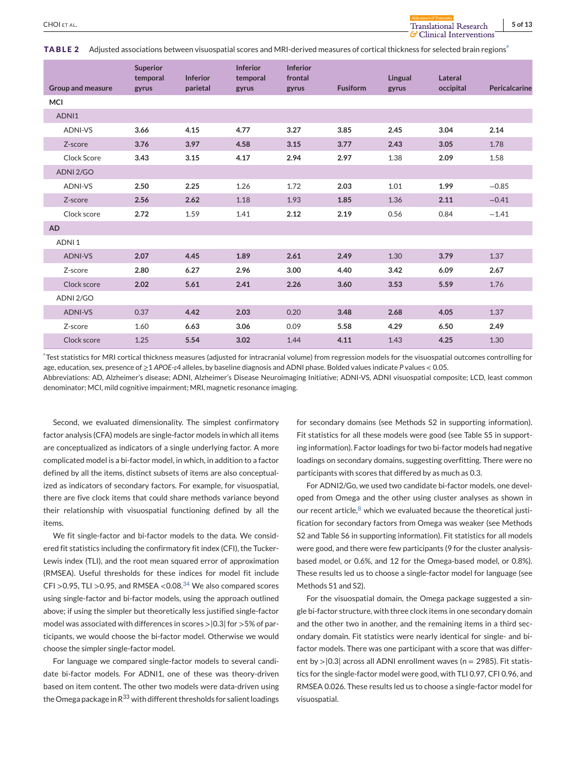**TABLE 2** Adjusted associations between visuospatial scores and MRI-derived measures of cortical thickness for selected brain regions[a]

| Group and measure | Superior temporal gyrus | Inferior parietal | Inferior temporal gyrus | Inferior frontal gyrus | Fusiform | Lingual gyrus | Lateral occipital | Pericalcarine |
|---|---|---|---|---|---|---|---|---|
| **MCI** | | | | | | | | |
| ADNI1 | | | | | | | | |
| ADNI-VS | **3.66** | **4.15** | **4.77** | **3.27** | **3.85** | **2.45** | **3.04** | **2.14** |
| Z-score | **3.76** | **3.97** | **4.58** | **3.15** | **3.77** | **2.43** | **3.05** | 1.78 |
| Clock Score | **3.43** | **3.15** | **4.17** | **2.94** | **2.97** | 1.38 | **2.09** | 1.58 |
| ADNI 2/GO | | | | | | | | |
| ADNI-VS | **2.50** | **2.25** | 1.26 | 1.72 | **2.03** | 1.01 | **1.99** | −0.85 |
| Z-score | **2.56** | **2.62** | 1.18 | 1.93 | **1.85** | 1.36 | **2.11** | −0.41 |
| Clock score | **2.72** | 1.59 | 1.41 | **2.12** | **2.19** | 0.56 | 0.84 | −1.41 |
| **AD** | | | | | | | | |
| ADNI 1 | | | | | | | | |
| ADNI-VS | **2.07** | **4.45** | **1.89** | **2.61** | **2.49** | 1.30 | **3.79** | 1.37 |
| Z-score | **2.80** | **6.27** | **2.96** | **3.00** | **4.40** | **3.42** | **6.09** | **2.67** |
| Clock score | **2.02** | **5.61** | **2.41** | **2.26** | **3.60** | **3.53** | **5.59** | 1.76 |
| ADNI 2/GO | | | | | | | | |
| ADNI-VS | 0.37 | **4.42** | **2.03** | 0.20 | **3.48** | **2.68** | **4.05** | 1.37 |
| Z-score | 1.60 | **6.63** | **3.06** | 0.09 | **5.58** | **4.29** | **6.50** | **2.49** |
| Clock score | 1.25 | **5.54** | **3.02** | 1.44 | **4.11** | 1.43 | **4.25** | 1.30 |

[a]Test statistics for MRI cortical thickness measures (adjusted for intracranial volume) from regression models for the visuospatial outcomes controlling for age, education, sex, presence of ≥1 *APOE-ε4* alleles, by baseline diagnosis and ADNI phase. Bolded values indicate *P* values < 0.05.

Abbreviations: AD, Alzheimer's disease; ADNI, Alzheimer's Disease Neuroimaging Initiative; ADNI-VS, ADNI visuospatial composite; LCD, least common denominator; MCI, mild cognitive impairment; MRI, magnetic resonance imaging.

Second, we evaluated dimensionality. The simplest confirmatory factor analysis (CFA) models are single-factor models in which all items are conceptualized as indicators of a single underlying factor. A more complicated model is a bi-factor model, in which, in addition to a factor defined by all the items, distinct subsets of items are also conceptualized as indicators of secondary factors. For example, for visuospatial, there are five clock items that could share methods variance beyond their relationship with visuospatial functioning defined by all the items.

We fit single-factor and bi-factor models to the data. We considered fit statistics including the confirmatory fit index (CFI), the Tucker-Lewis index (TLI), and the root mean squared error of approximation (RMSEA). Useful thresholds for these indices for model fit include CFI >0.95, TLI >0.95, and RMSEA <0.08.[34] We also compared scores using single-factor and bi-factor models, using the approach outlined above; if using the simpler but theoretically less justified single-factor model was associated with differences in scores >|0.3| for >5% of participants, we would choose the bi-factor model. Otherwise we would choose the simpler single-factor model.

For language we compared single-factor models to several candidate bi-factor models. For ADNI1, one of these was theory-driven based on item content. The other two models were data-driven using the Omega package in R[33] with different thresholds for salient loadings for secondary domains (see Methods S2 in supporting information). Fit statistics for all these models were good (see Table S5 in supporting information). Factor loadings for two bi-factor models had negative loadings on secondary domains, suggesting overfitting. There were no participants with scores that differed by as much as 0.3.

For ADNI2/Go, we used two candidate bi-factor models, one developed from Omega and the other using cluster analyses as shown in our recent article,[8] which we evaluated because the theoretical justification for secondary factors from Omega was weaker (see Methods S2 and Table S6 in supporting information). Fit statistics for all models were good, and there were few participants (9 for the cluster analysis-based model, or 0.6%, and 12 for the Omega-based model, or 0.8%). These results led us to choose a single-factor model for language (see Methods S1 and S2).

For the visuospatial domain, the Omega package suggested a single bi-factor structure, with three clock items in one secondary domain and the other two in another, and the remaining items in a third secondary domain. Fit statistics were nearly identical for single- and bi-factor models. There was one participant with a score that was different by >|0.3| across all ADNI enrollment waves (n = 2985). Fit statistics for the single-factor model were good, with TLI 0.97, CFI 0.96, and RMSEA 0.026. These results led us to choose a single-factor model for visuospatial.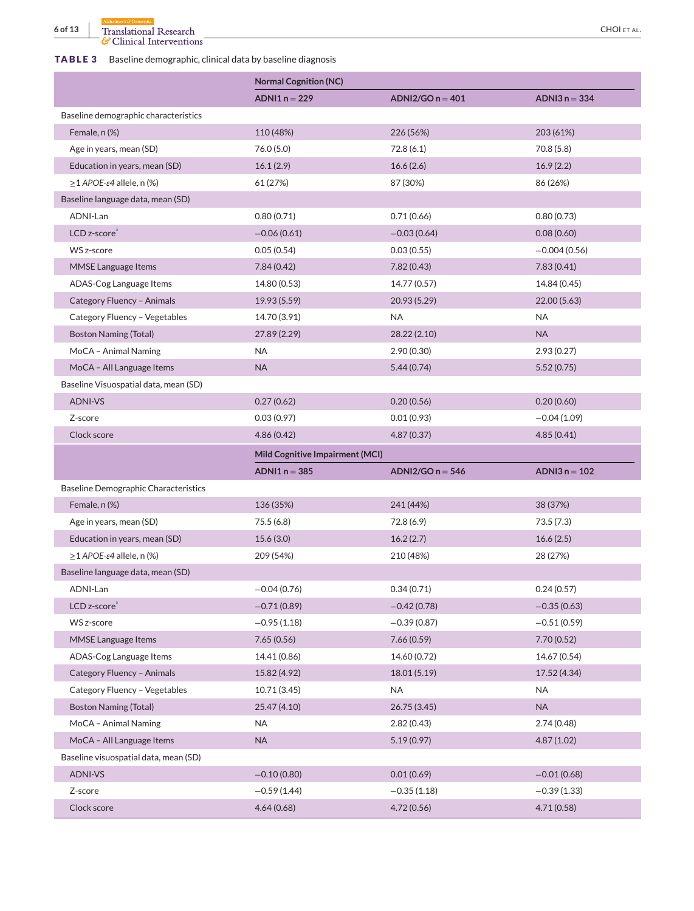**TABLE 3** Baseline demographic, clinical data by baseline diagnosis

| | Normal Cognition (NC) | | |
|---|---|---|---|
| | ADNI1 n = 229 | ADNI2/GO n = 401 | ADNI3 n = 334 |
| Baseline demographic characteristics | | | |
| Female, n (%) | 110 (48%) | 226 (56%) | 203 (61%) |
| Age in years, mean (SD) | 76.0 (5.0) | 72.8 (6.1) | 70.8 (5.8) |
| Education in years, mean (SD) | 16.1 (2.9) | 16.6 (2.6) | 16.9 (2.2) |
| ≥1 *APOE-ε4* allele, n (%) | 61 (27%) | 87 (30%) | 86 (26%) |
| Baseline language data, mean (SD) | | | |
| ADNI-Lan | 0.80 (0.71) | 0.71 (0.66) | 0.80 (0.73) |
| LCD z-score[a] | −0.06 (0.61) | −0.03 (0.64) | 0.08 (0.60) |
| WS z-score | 0.05 (0.54) | 0.03 (0.55) | −0.004 (0.56) |
| MMSE Language Items | 7.84 (0.42) | 7.82 (0.43) | 7.83 (0.41) |
| ADAS-Cog Language Items | 14.80 (0.53) | 14.77 (0.57) | 14.84 (0.45) |
| Category Fluency – Animals | 19.93 (5.59) | 20.93 (5.29) | 22.00 (5.63) |
| Category Fluency – Vegetables | 14.70 (3.91) | NA | NA |
| Boston Naming (Total) | 27.89 (2.29) | 28.22 (2.10) | NA |
| MoCA – Animal Naming | NA | 2.90 (0.30) | 2.93 (0.27) |
| MoCA – All Language Items | NA | 5.44 (0.74) | 5.52 (0.75) |
| Baseline Visuospatial data, mean (SD) | | | |
| ADNI-VS | 0.27 (0.62) | 0.20 (0.56) | 0.20 (0.60) |
| Z-score | 0.03 (0.97) | 0.01 (0.93) | −0.04 (1.09) |
| Clock score | 4.86 (0.42) | 4.87 (0.37) | 4.85 (0.41) |
| | **Mild Cognitive Impairment (MCI)** | | |
| | **ADNI1 n = 385** | **ADNI2/GO n = 546** | **ADNI3 n = 102** |
| Baseline Demographic Characteristics | | | |
| Female, n (%) | 136 (35%) | 241 (44%) | 38 (37%) |
| Age in years, mean (SD) | 75.5 (6.8) | 72.8 (6.9) | 73.5 (7.3) |
| Education in years, mean (SD) | 15.6 (3.0) | 16.2 (2.7) | 16.6 (2.5) |
| ≥1 *APOE-ε4* allele, n (%) | 209 (54%) | 210 (48%) | 28 (27%) |
| Baseline language data, mean (SD) | | | |
| ADNI-Lan | −0.04 (0.76) | 0.34 (0.71) | 0.24 (0.57) |
| LCD z-score[a] | −0.71 (0.89) | −0.42 (0.78) | −0.35 (0.63) |
| WS z-score | −0.95 (1.18) | −0.39 (0.87) | −0.51 (0.59) |
| MMSE Language Items | 7.65 (0.56) | 7.66 (0.59) | 7.70 (0.52) |
| ADAS-Cog Language Items | 14.41 (0.86) | 14.60 (0.72) | 14.67 (0.54) |
| Category Fluency – Animals | 15.82 (4.92) | 18.01 (5.19) | 17.52 (4.34) |
| Category Fluency – Vegetables | 10.71 (3.45) | NA | NA |
| Boston Naming (Total) | 25.47 (4.10) | 26.75 (3.45) | NA |
| MoCA – Animal Naming | NA | 2.82 (0.43) | 2.74 (0.48) |
| MoCA – All Language Items | NA | 5.19 (0.97) | 4.87 (1.02) |
| Baseline visuospatial data, mean (SD) | | | |
| ADNI-VS | −0.10 (0.80) | 0.01 (0.69) | −0.01 (0.68) |
| Z-score | −0.59 (1.44) | −0.35 (1.18) | −0.39 (1.33) |
| Clock score | 4.64 (0.68) | 4.72 (0.56) | 4.71 (0.58) |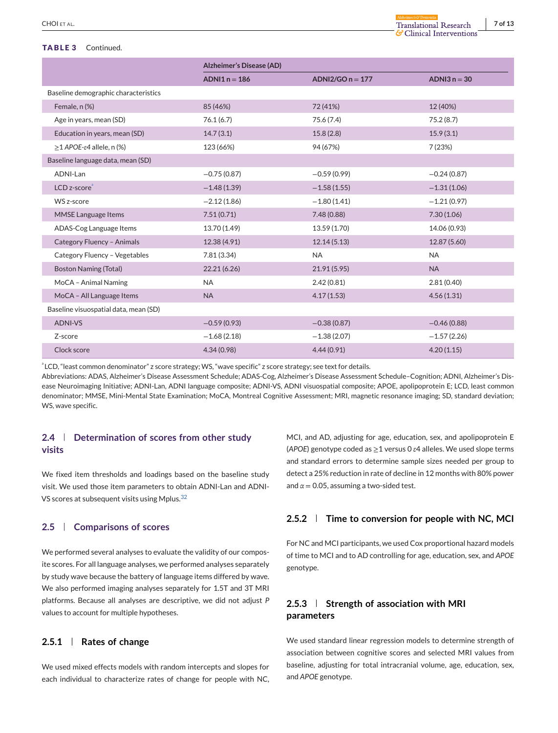**TABLE 3** Continued.

| | Alzheimer's Disease (AD) | | |
|---|---|---|---|
| | ADNI1 n = 186 | ADNI2/GO n = 177 | ADNI3 n = 30 |
| Baseline demographic characteristics | | | |
| Female, n (%) | 85 (46%) | 72 (41%) | 12 (40%) |
| Age in years, mean (SD) | 76.1 (6.7) | 75.6 (7.4) | 75.2 (8.7) |
| Education in years, mean (SD) | 14.7 (3.1) | 15.8 (2.8) | 15.9 (3.1) |
| ≥1 *APOE*-ε4 allele, n (%) | 123 (66%) | 94 (67%) | 7 (23%) |
| Baseline language data, mean (SD) | | | |
| ADNI-Lan | −0.75 (0.87) | −0.59 (0.99) | −0.24 (0.87) |
| LCD z-score[a] | −1.48 (1.39) | −1.58 (1.55) | −1.31 (1.06) |
| WS z-score | −2.12 (1.86) | −1.80 (1.41) | −1.21 (0.97) |
| MMSE Language Items | 7.51 (0.71) | 7.48 (0.88) | 7.30 (1.06) |
| ADAS-Cog Language Items | 13.70 (1.49) | 13.59 (1.70) | 14.06 (0.93) |
| Category Fluency – Animals | 12.38 (4.91) | 12.14 (5.13) | 12.87 (5.60) |
| Category Fluency – Vegetables | 7.81 (3.34) | NA | NA |
| Boston Naming (Total) | 22.21 (6.26) | 21.91 (5.95) | NA |
| MoCA – Animal Naming | NA | 2.42 (0.81) | 2.81 (0.40) |
| MoCA – All Language Items | NA | 4.17 (1.53) | 4.56 (1.31) |
| Baseline visuospatial data, mean (SD) | | | |
| ADNI-VS | −0.59 (0.93) | −0.38 (0.87) | −0.46 (0.88) |
| Z-score | −1.68 (2.18) | −1.38 (2.07) | −1.57 (2.26) |
| Clock score | 4.34 (0.98) | 4.44 (0.91) | 4.20 (1.15) |

[a]LCD, "least common denominator" z score strategy; WS, "wave specific" z score strategy; see text for details.

Abbreviations: ADAS, Alzheimer's Disease Assessment Schedule; ADAS-Cog, Alzheimer's Disease Assessment Schedule–Cognition; ADNI, Alzheimer's Disease Neuroimaging Initiative; ADNI-Lan, ADNI language composite; ADNI-VS, ADNI visuospatial composite; APOE, apolipoprotein E; LCD, least common denominator; MMSE, Mini-Mental State Examination; MoCA, Montreal Cognitive Assessment; MRI, magnetic resonance imaging; SD, standard deviation; WS, wave specific.

## 2.4 | Determination of scores from other study visits

We fixed item thresholds and loadings based on the baseline study visit. We used those item parameters to obtain ADNI-Lan and ADNI-VS scores at subsequent visits using Mplus.[32]

## 2.5 | Comparisons of scores

We performed several analyses to evaluate the validity of our composite scores. For all language analyses, we performed analyses separately by study wave because the battery of language items differed by wave. We also performed imaging analyses separately for 1.5T and 3T MRI platforms. Because all analyses are descriptive, we did not adjust *P* values to account for multiple hypotheses.

### 2.5.1 | Rates of change

We used mixed effects models with random intercepts and slopes for each individual to characterize rates of change for people with NC, MCI, and AD, adjusting for age, education, sex, and apolipoprotein E (*APOE*) genotype coded as ≥1 versus 0 ε4 alleles. We used slope terms and standard errors to determine sample sizes needed per group to detect a 25% reduction in rate of decline in 12 months with 80% power and $\alpha = 0.05$, assuming a two-sided test.

### 2.5.2 | Time to conversion for people with NC, MCI

For NC and MCI participants, we used Cox proportional hazard models of time to MCI and to AD controlling for age, education, sex, and *APOE* genotype.

### 2.5.3 | Strength of association with MRI parameters

We used standard linear regression models to determine strength of association between cognitive scores and selected MRI values from baseline, adjusting for total intracranial volume, age, education, sex, and *APOE* genotype.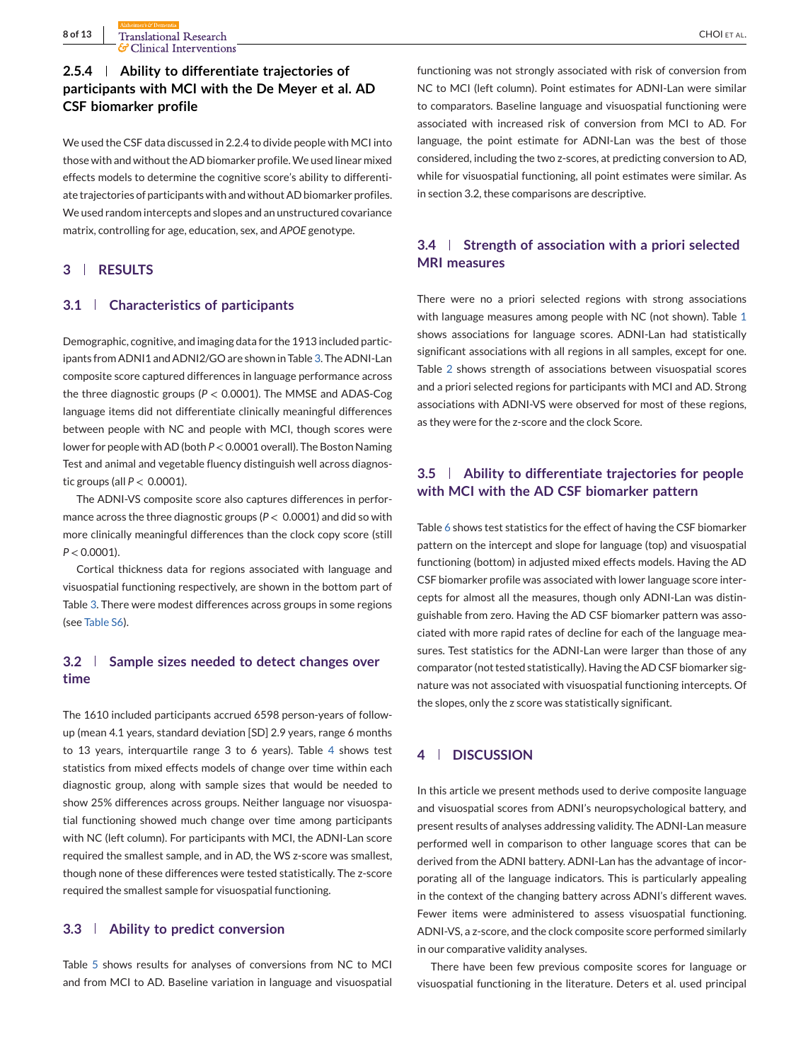### 2.5.4 | Ability to differentiate trajectories of participants with MCI with the De Meyer et al. AD CSF biomarker profile

We used the CSF data discussed in 2.2.4 to divide people with MCI into those with and without the AD biomarker profile. We used linear mixed effects models to determine the cognitive score's ability to differentiate trajectories of participants with and without AD biomarker profiles. We used random intercepts and slopes and an unstructured covariance matrix, controlling for age, education, sex, and *APOE* genotype.

## 3 | RESULTS

### 3.1 | Characteristics of participants

Demographic, cognitive, and imaging data for the 1913 included participants from ADNI1 and ADNI2/GO are shown in Table 3. The ADNI-Lan composite score captured differences in language performance across the three diagnostic groups ($P < 0.0001$). The MMSE and ADAS-Cog language items did not differentiate clinically meaningful differences between people with NC and people with MCI, though scores were lower for people with AD (both $P < 0.0001$ overall). The Boston Naming Test and animal and vegetable fluency distinguish well across diagnostic groups (all $P < 0.0001$).

The ADNI-VS composite score also captures differences in performance across the three diagnostic groups ($P < 0.0001$) and did so with more clinically meaningful differences than the clock copy score (still $P < 0.0001$).

Cortical thickness data for regions associated with language and visuospatial functioning respectively, are shown in the bottom part of Table 3. There were modest differences across groups in some regions (see Table S6).

### 3.2 | Sample sizes needed to detect changes over time

The 1610 included participants accrued 6598 person-years of follow-up (mean 4.1 years, standard deviation [SD] 2.9 years, range 6 months to 13 years, interquartile range 3 to 6 years). Table 4 shows test statistics from mixed effects models of change over time within each diagnostic group, along with sample sizes that would be needed to show 25% differences across groups. Neither language nor visuospatial functioning showed much change over time among participants with NC (left column). For participants with MCI, the ADNI-Lan score required the smallest sample, and in AD, the WS z-score was smallest, though none of these differences were tested statistically. The z-score required the smallest sample for visuospatial functioning.

### 3.3 | Ability to predict conversion

Table 5 shows results for analyses of conversions from NC to MCI and from MCI to AD. Baseline variation in language and visuospatial functioning was not strongly associated with risk of conversion from NC to MCI (left column). Point estimates for ADNI-Lan were similar to comparators. Baseline language and visuospatial functioning were associated with increased risk of conversion from MCI to AD. For language, the point estimate for ADNI-Lan was the best of those considered, including the two z-scores, at predicting conversion to AD, while for visuospatial functioning, all point estimates were similar. As in section 3.2, these comparisons are descriptive.

### 3.4 | Strength of association with a priori selected MRI measures

There were no a priori selected regions with strong associations with language measures among people with NC (not shown). Table 1 shows associations for language scores. ADNI-Lan had statistically significant associations with all regions in all samples, except for one. Table 2 shows strength of associations between visuospatial scores and a priori selected regions for participants with MCI and AD. Strong associations with ADNI-VS were observed for most of these regions, as they were for the z-score and the clock Score.

### 3.5 | Ability to differentiate trajectories for people with MCI with the AD CSF biomarker pattern

Table 6 shows test statistics for the effect of having the CSF biomarker pattern on the intercept and slope for language (top) and visuospatial functioning (bottom) in adjusted mixed effects models. Having the AD CSF biomarker profile was associated with lower language score intercepts for almost all the measures, though only ADNI-Lan was distinguishable from zero. Having the AD CSF biomarker pattern was associated with more rapid rates of decline for each of the language measures. Test statistics for the ADNI-Lan were larger than those of any comparator (not tested statistically). Having the AD CSF biomarker signature was not associated with visuospatial functioning intercepts. Of the slopes, only the z score was statistically significant.

## 4 | DISCUSSION

In this article we present methods used to derive composite language and visuospatial scores from ADNI's neuropsychological battery, and present results of analyses addressing validity. The ADNI-Lan measure performed well in comparison to other language scores that can be derived from the ADNI battery. ADNI-Lan has the advantage of incorporating all of the language indicators. This is particularly appealing in the context of the changing battery across ADNI's different waves. Fewer items were administered to assess visuospatial functioning. ADNI-VS, a z-score, and the clock composite score performed similarly in our comparative validity analyses.

There have been few previous composite scores for language or visuospatial functioning in the literature. Deters et al. used principal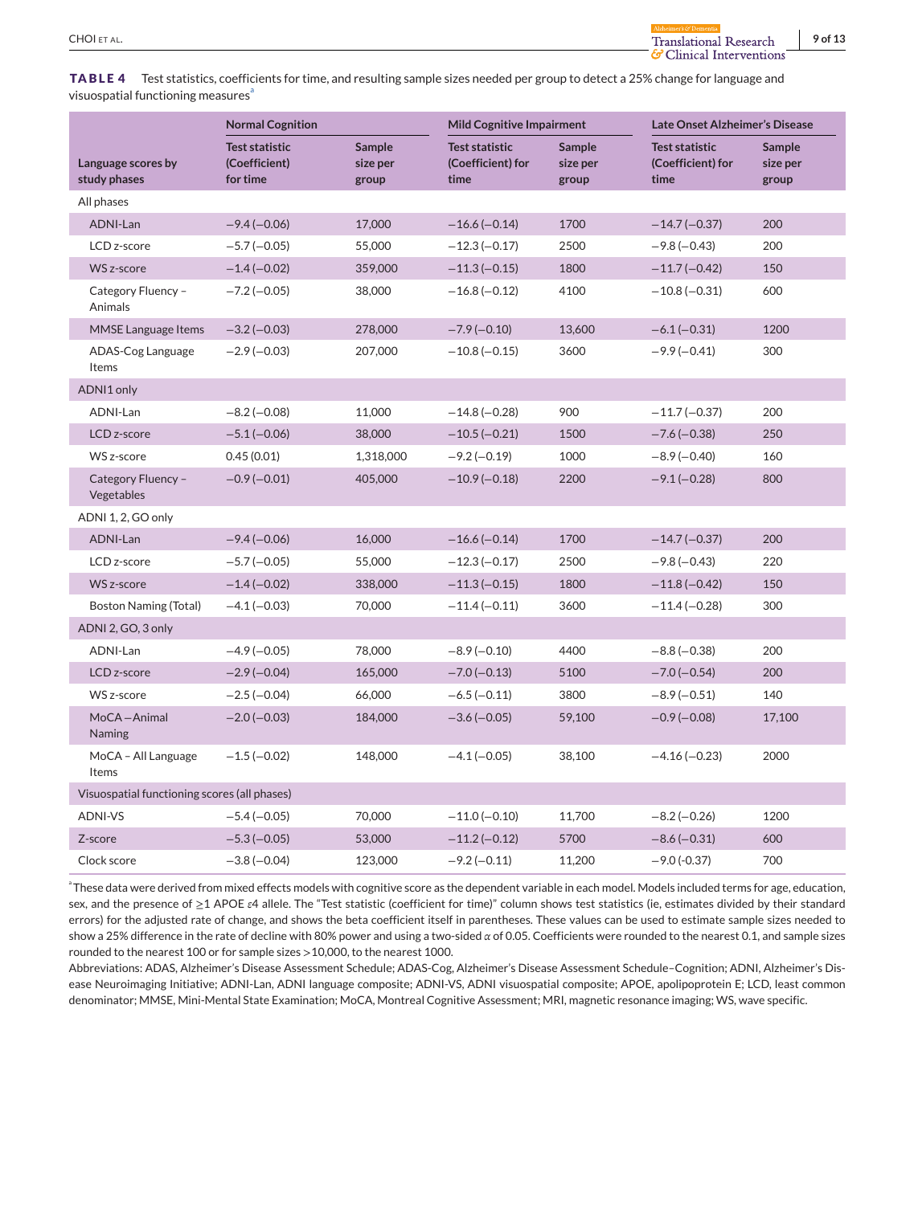**TABLE 4** Test statistics, coefficients for time, and resulting sample sizes needed per group to detect a 25% change for language and visuospatial functioning measures[a]

| | Normal Cognition | | Mild Cognitive Impairment | | Late Onset Alzheimer's Disease | |
|---|---|---|---|---|---|---|
| Language scores by study phases | Test statistic (Coefficient) for time | Sample size per group | Test statistic (Coefficient) for time | Sample size per group | Test statistic (Coefficient) for time | Sample size per group |
| All phases | | | | | | |
| ADNI-Lan | −9.4 (−0.06) | 17,000 | −16.6 (−0.14) | 1700 | −14.7 (−0.37) | 200 |
| LCD z-score | −5.7 (−0.05) | 55,000 | −12.3 (−0.17) | 2500 | −9.8 (−0.43) | 200 |
| WS z-score | −1.4 (−0.02) | 359,000 | −11.3 (−0.15) | 1800 | −11.7 (−0.42) | 150 |
| Category Fluency – Animals | −7.2 (−0.05) | 38,000 | −16.8 (−0.12) | 4100 | −10.8 (−0.31) | 600 |
| MMSE Language Items | −3.2 (−0.03) | 278,000 | −7.9 (−0.10) | 13,600 | −6.1 (−0.31) | 1200 |
| ADAS-Cog Language Items | −2.9 (−0.03) | 207,000 | −10.8 (−0.15) | 3600 | −9.9 (−0.41) | 300 |
| ADNI1 only | | | | | | |
| ADNI-Lan | −8.2 (−0.08) | 11,000 | −14.8 (−0.28) | 900 | −11.7 (−0.37) | 200 |
| LCD z-score | −5.1 (−0.06) | 38,000 | −10.5 (−0.21) | 1500 | −7.6 (−0.38) | 250 |
| WS z-score | 0.45 (0.01) | 1,318,000 | −9.2 (−0.19) | 1000 | −8.9 (−0.40) | 160 |
| Category Fluency – Vegetables | −0.9 (−0.01) | 405,000 | −10.9 (−0.18) | 2200 | −9.1 (−0.28) | 800 |
| ADNI 1, 2, GO only | | | | | | |
| ADNI-Lan | −9.4 (−0.06) | 16,000 | −16.6 (−0.14) | 1700 | −14.7 (−0.37) | 200 |
| LCD z-score | −5.7 (−0.05) | 55,000 | −12.3 (−0.17) | 2500 | −9.8 (−0.43) | 220 |
| WS z-score | −1.4 (−0.02) | 338,000 | −11.3 (−0.15) | 1800 | −11.8 (−0.42) | 150 |
| Boston Naming (Total) | −4.1 (−0.03) | 70,000 | −11.4 (−0.11) | 3600 | −11.4 (−0.28) | 300 |
| ADNI 2, GO, 3 only | | | | | | |
| ADNI-Lan | −4.9 (−0.05) | 78,000 | −8.9 (−0.10) | 4400 | −8.8 (−0.38) | 200 |
| LCD z-score | −2.9 (−0.04) | 165,000 | −7.0 (−0.13) | 5100 | −7.0 (−0.54) | 200 |
| WS z-score | −2.5 (−0.04) | 66,000 | −6.5 (−0.11) | 3800 | −8.9 (−0.51) | 140 |
| MoCA – Animal Naming | −2.0 (−0.03) | 184,000 | −3.6 (−0.05) | 59,100 | −0.9 (−0.08) | 17,100 |
| MoCA – All Language Items | −1.5 (−0.02) | 148,000 | −4.1 (−0.05) | 38,100 | −4.16 (−0.23) | 2000 |
| Visuospatial functioning scores (all phases) | | | | | | |
| ADNI-VS | −5.4 (−0.05) | 70,000 | −11.0 (−0.10) | 11,700 | −8.2 (−0.26) | 1200 |
| Z-score | −5.3 (−0.05) | 53,000 | −11.2 (−0.12) | 5700 | −8.6 (−0.31) | 600 |
| Clock score | −3.8 (−0.04) | 123,000 | −9.2 (−0.11) | 11,200 | −9.0 (-0.37) | 700 |

[a]These data were derived from mixed effects models with cognitive score as the dependent variable in each model. Models included terms for age, education, sex, and the presence of ≥1 APOE ε4 allele. The "Test statistic (coefficient for time)" column shows test statistics (ie, estimates divided by their standard errors) for the adjusted rate of change, and shows the beta coefficient itself in parentheses. These values can be used to estimate sample sizes needed to show a 25% difference in the rate of decline with 80% power and using a two-sided $\alpha$ of 0.05. Coefficients were rounded to the nearest 0.1, and sample sizes rounded to the nearest 100 or for sample sizes >10,000, to the nearest 1000.

Abbreviations: ADAS, Alzheimer's Disease Assessment Schedule; ADAS-Cog, Alzheimer's Disease Assessment Schedule–Cognition; ADNI, Alzheimer's Disease Neuroimaging Initiative; ADNI-Lan, ADNI language composite; ADNI-VS, ADNI visuospatial composite; APOE, apolipoprotein E; LCD, least common denominator; MMSE, Mini-Mental State Examination; MoCA, Montreal Cognitive Assessment; MRI, magnetic resonance imaging; WS, wave specific.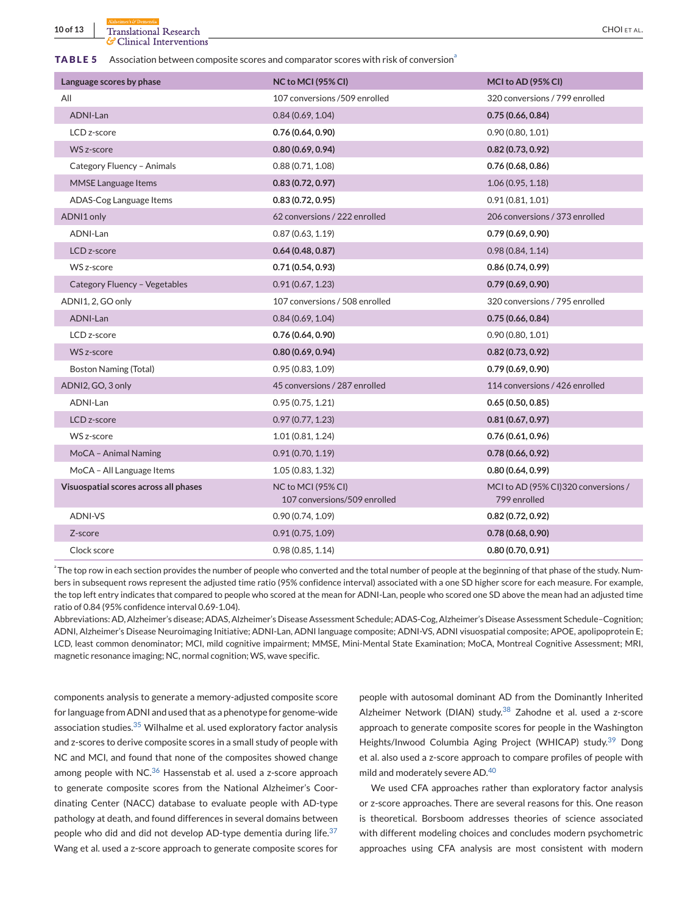**TABLE 5** Association between composite scores and comparator scores with risk of conversion[a]

| Language scores by phase | NC to MCI (95% CI) | MCI to AD (95% CI) |
|---|---|---|
| All | 107 conversions /509 enrolled | 320 conversions / 799 enrolled |
| ADNI-Lan | 0.84 (0.69, 1.04) | **0.75 (0.66, 0.84)** |
| LCD z-score | **0.76 (0.64, 0.90)** | 0.90 (0.80, 1.01) |
| WS z-score | **0.80 (0.69, 0.94)** | **0.82 (0.73, 0.92)** |
| Category Fluency – Animals | 0.88 (0.71, 1.08) | **0.76 (0.68, 0.86)** |
| MMSE Language Items | **0.83 (0.72, 0.97)** | 1.06 (0.95, 1.18) |
| ADAS-Cog Language Items | **0.83 (0.72, 0.95)** | 0.91 (0.81, 1.01) |
| ADNI1 only | 62 conversions / 222 enrolled | 206 conversions / 373 enrolled |
| ADNI-Lan | 0.87 (0.63, 1.19) | **0.79 (0.69, 0.90)** |
| LCD z-score | **0.64 (0.48, 0.87)** | 0.98 (0.84, 1.14) |
| WS z-score | **0.71 (0.54, 0.93)** | **0.86 (0.74, 0.99)** |
| Category Fluency – Vegetables | 0.91 (0.67, 1.23) | **0.79 (0.69, 0.90)** |
| ADNI1, 2, GO only | 107 conversions / 508 enrolled | 320 conversions / 795 enrolled |
| ADNI-Lan | 0.84 (0.69, 1.04) | **0.75 (0.66, 0.84)** |
| LCD z-score | **0.76 (0.64, 0.90)** | 0.90 (0.80, 1.01) |
| WS z-score | **0.80 (0.69, 0.94)** | **0.82 (0.73, 0.92)** |
| Boston Naming (Total) | 0.95 (0.83, 1.09) | **0.79 (0.69, 0.90)** |
| ADNI2, GO, 3 only | 45 conversions / 287 enrolled | 114 conversions / 426 enrolled |
| ADNI-Lan | 0.95 (0.75, 1.21) | **0.65 (0.50, 0.85)** |
| LCD z-score | 0.97 (0.77, 1.23) | **0.81 (0.67, 0.97)** |
| WS z-score | 1.01 (0.81, 1.24) | **0.76 (0.61, 0.96)** |
| MoCA – Animal Naming | 0.91 (0.70, 1.19) | **0.78 (0.66, 0.92)** |
| MoCA – All Language Items | 1.05 (0.83, 1.32) | **0.80 (0.64, 0.99)** |
| **Visuospatial scores across all phases** | NC to MCI (95% CI) 107 conversions/509 enrolled | MCI to AD (95% CI)320 conversions / 799 enrolled |
| ADNI-VS | 0.90 (0.74, 1.09) | **0.82 (0.72, 0.92)** |
| Z-score | 0.91 (0.75, 1.09) | **0.78 (0.68, 0.90)** |
| Clock score | 0.98 (0.85, 1.14) | **0.80 (0.70, 0.91)** |

[a]The top row in each section provides the number of people who converted and the total number of people at the beginning of that phase of the study. Numbers in subsequent rows represent the adjusted time ratio (95% confidence interval) associated with a one SD higher score for each measure. For example, the top left entry indicates that compared to people who scored at the mean for ADNI-Lan, people who scored one SD above the mean had an adjusted time ratio of 0.84 (95% confidence interval 0.69-1.04).

Abbreviations: AD, Alzheimer's disease; ADAS, Alzheimer's Disease Assessment Schedule; ADAS-Cog, Alzheimer's Disease Assessment Schedule–Cognition; ADNI, Alzheimer's Disease Neuroimaging Initiative; ADNI-Lan, ADNI language composite; ADNI-VS, ADNI visuospatial composite; APOE, apolipoprotein E; LCD, least common denominator; MCI, mild cognitive impairment; MMSE, Mini-Mental State Examination; MoCA, Montreal Cognitive Assessment; MRI, magnetic resonance imaging; NC, normal cognition; WS, wave specific.

components analysis to generate a memory-adjusted composite score for language from ADNI and used that as a phenotype for genome-wide association studies.[35] Wilhalme et al. used exploratory factor analysis and z-scores to derive composite scores in a small study of people with NC and MCI, and found that none of the composites showed change among people with NC.[36] Hassenstab et al. used a z-score approach to generate composite scores from the National Alzheimer's Coordinating Center (NACC) database to evaluate people with AD-type pathology at death, and found differences in several domains between people who did and did not develop AD-type dementia during life.[37] Wang et al. used a z-score approach to generate composite scores for people with autosomal dominant AD from the Dominantly Inherited Alzheimer Network (DIAN) study.[38] Zahodne et al. used a z-score approach to generate composite scores for people in the Washington Heights/Inwood Columbia Aging Project (WHICAP) study.[39] Dong et al. also used a z-score approach to compare profiles of people with mild and moderately severe AD.[40]

We used CFA approaches rather than exploratory factor analysis or z-score approaches. There are several reasons for this. One reason is theoretical. Borsboom addresses theories of science associated with different modeling choices and concludes modern psychometric approaches using CFA analysis are most consistent with modern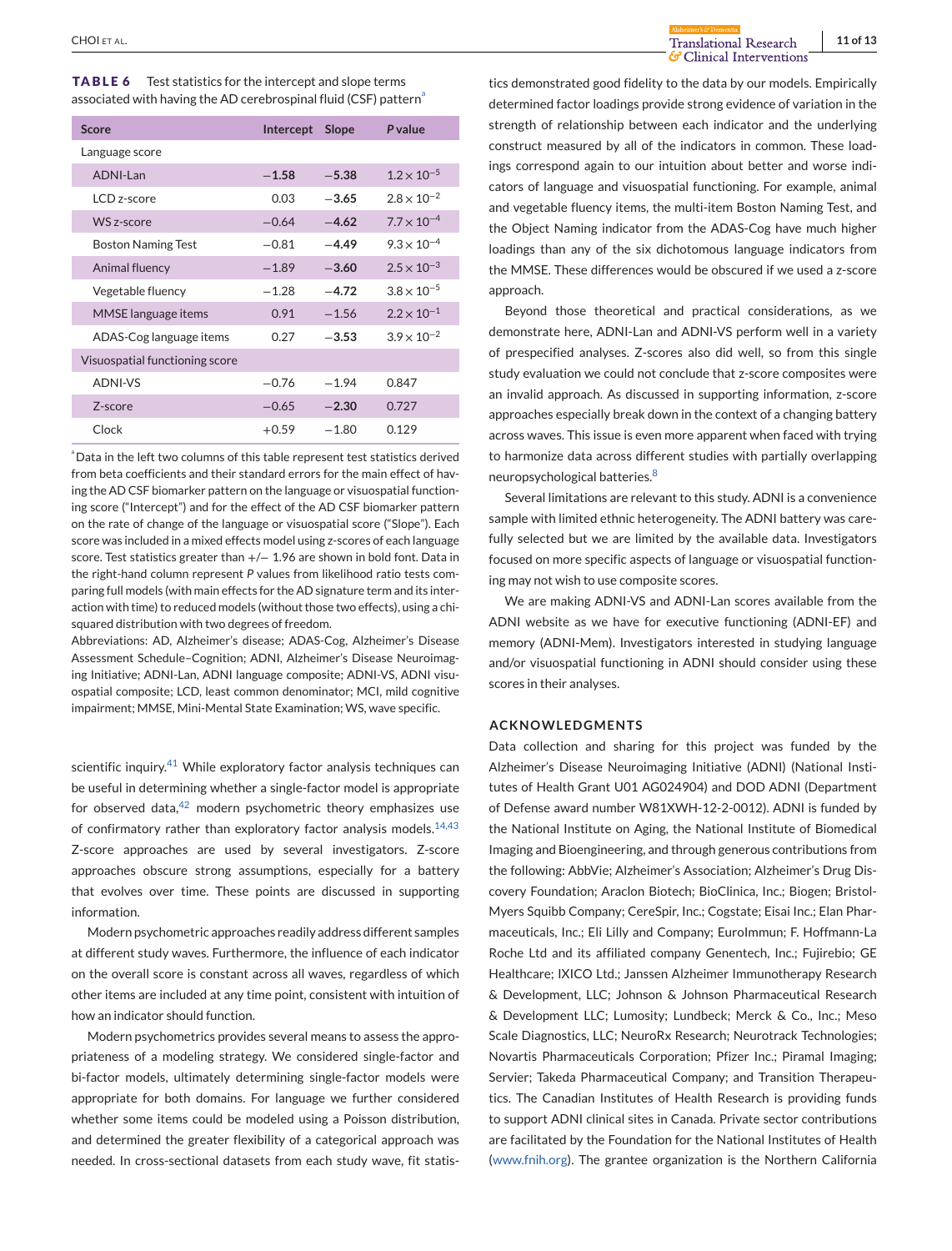**TABLE 6** Test statistics for the intercept and slope terms associated with having the AD cerebrospinal fluid (CSF) pattern[a]

| Score | Intercept | Slope | P value |
|---|---|---|---|
| Language score | | | |
| ADNI-Lan | **−1.58** | **−5.38** | $1.2 \times 10^{-5}$ |
| LCD z-score | 0.03 | **−3.65** | $2.8 \times 10^{-2}$ |
| WS z-score | −0.64 | **−4.62** | $7.7 \times 10^{-4}$ |
| Boston Naming Test | −0.81 | **−4.49** | $9.3 \times 10^{-4}$ |
| Animal fluency | −1.89 | **−3.60** | $2.5 \times 10^{-3}$ |
| Vegetable fluency | −1.28 | **−4.72** | $3.8 \times 10^{-5}$ |
| MMSE language items | 0.91 | −1.56 | $2.2 \times 10^{-1}$ |
| ADAS-Cog language items | 0.27 | **−3.53** | $3.9 \times 10^{-2}$ |
| Visuospatial functioning score | | | |
| ADNI-VS | −0.76 | −1.94 | 0.847 |
| Z-score | −0.65 | **−2.30** | 0.727 |
| Clock | +0.59 | −1.80 | 0.129 |

[a] Data in the left two columns of this table represent test statistics derived from beta coefficients and their standard errors for the main effect of having the AD CSF biomarker pattern on the language or visuospatial functioning score ("Intercept") and for the effect of the AD CSF biomarker pattern on the rate of change of the language or visuospatial score ("Slope"). Each score was included in a mixed effects model using z-scores of each language score. Test statistics greater than +/− 1.96 are shown in bold font. Data in the right-hand column represent *P* values from likelihood ratio tests comparing full models (with main effects for the AD signature term and its interaction with time) to reduced models (without those two effects), using a chi-squared distribution with two degrees of freedom.

Abbreviations: AD, Alzheimer's disease; ADAS-Cog, Alzheimer's Disease Assessment Schedule–Cognition; ADNI, Alzheimer's Disease Neuroimaging Initiative; ADNI-Lan, ADNI language composite; ADNI-VS, ADNI visuospatial composite; LCD, least common denominator; MCI, mild cognitive impairment; MMSE, Mini-Mental State Examination; WS, wave specific.

scientific inquiry.[41] While exploratory factor analysis techniques can be useful in determining whether a single-factor model is appropriate for observed data,[42] modern psychometric theory emphasizes use of confirmatory rather than exploratory factor analysis models.[14,43] Z-score approaches are used by several investigators. Z-score approaches obscure strong assumptions, especially for a battery that evolves over time. These points are discussed in supporting information.

Modern psychometric approaches readily address different samples at different study waves. Furthermore, the influence of each indicator on the overall score is constant across all waves, regardless of which other items are included at any time point, consistent with intuition of how an indicator should function.

Modern psychometrics provides several means to assess the appropriateness of a modeling strategy. We considered single-factor and bi-factor models, ultimately determining single-factor models were appropriate for both domains. For language we further considered whether some items could be modeled using a Poisson distribution, and determined the greater flexibility of a categorical approach was needed. In cross-sectional datasets from each study wave, fit statistics demonstrated good fidelity to the data by our models. Empirically determined factor loadings provide strong evidence of variation in the strength of relationship between each indicator and the underlying construct measured by all of the indicators in common. These loadings correspond again to our intuition about better and worse indicators of language and visuospatial functioning. For example, animal and vegetable fluency items, the multi-item Boston Naming Test, and the Object Naming indicator from the ADAS-Cog have much higher loadings than any of the six dichotomous language indicators from the MMSE. These differences would be obscured if we used a z-score approach.

Beyond those theoretical and practical considerations, as we demonstrate here, ADNI-Lan and ADNI-VS perform well in a variety of prespecified analyses. Z-scores also did well, so from this single study evaluation we could not conclude that z-score composites were an invalid approach. As discussed in supporting information, z-score approaches especially break down in the context of a changing battery across waves. This issue is even more apparent when faced with trying to harmonize data across different studies with partially overlapping neuropsychological batteries.[8]

Several limitations are relevant to this study. ADNI is a convenience sample with limited ethnic heterogeneity. The ADNI battery was carefully selected but we are limited by the available data. Investigators focused on more specific aspects of language or visuospatial functioning may not wish to use composite scores.

We are making ADNI-VS and ADNI-Lan scores available from the ADNI website as we have for executive functioning (ADNI-EF) and memory (ADNI-Mem). Investigators interested in studying language and/or visuospatial functioning in ADNI should consider using these scores in their analyses.

## ACKNOWLEDGMENTS

Data collection and sharing for this project was funded by the Alzheimer's Disease Neuroimaging Initiative (ADNI) (National Institutes of Health Grant U01 AG024904) and DOD ADNI (Department of Defense award number W81XWH-12-2-0012). ADNI is funded by the National Institute on Aging, the National Institute of Biomedical Imaging and Bioengineering, and through generous contributions from the following: AbbVie; Alzheimer's Association; Alzheimer's Drug Discovery Foundation; Araclon Biotech; BioClinica, Inc.; Biogen; Bristol-Myers Squibb Company; CereSpir, Inc.; Cogstate; Eisai Inc.; Elan Pharmaceuticals, Inc.; Eli Lilly and Company; EuroImmun; F. Hoffmann-La Roche Ltd and its affiliated company Genentech, Inc.; Fujirebio; GE Healthcare; IXICO Ltd.; Janssen Alzheimer Immunotherapy Research & Development, LLC; Johnson & Johnson Pharmaceutical Research & Development LLC; Lumosity; Lundbeck; Merck & Co., Inc.; Meso Scale Diagnostics, LLC; NeuroRx Research; Neurotrack Technologies; Novartis Pharmaceuticals Corporation; Pfizer Inc.; Piramal Imaging; Servier; Takeda Pharmaceutical Company; and Transition Therapeutics. The Canadian Institutes of Health Research is providing funds to support ADNI clinical sites in Canada. Private sector contributions are facilitated by the Foundation for the National Institutes of Health (www.fnih.org). The grantee organization is the Northern California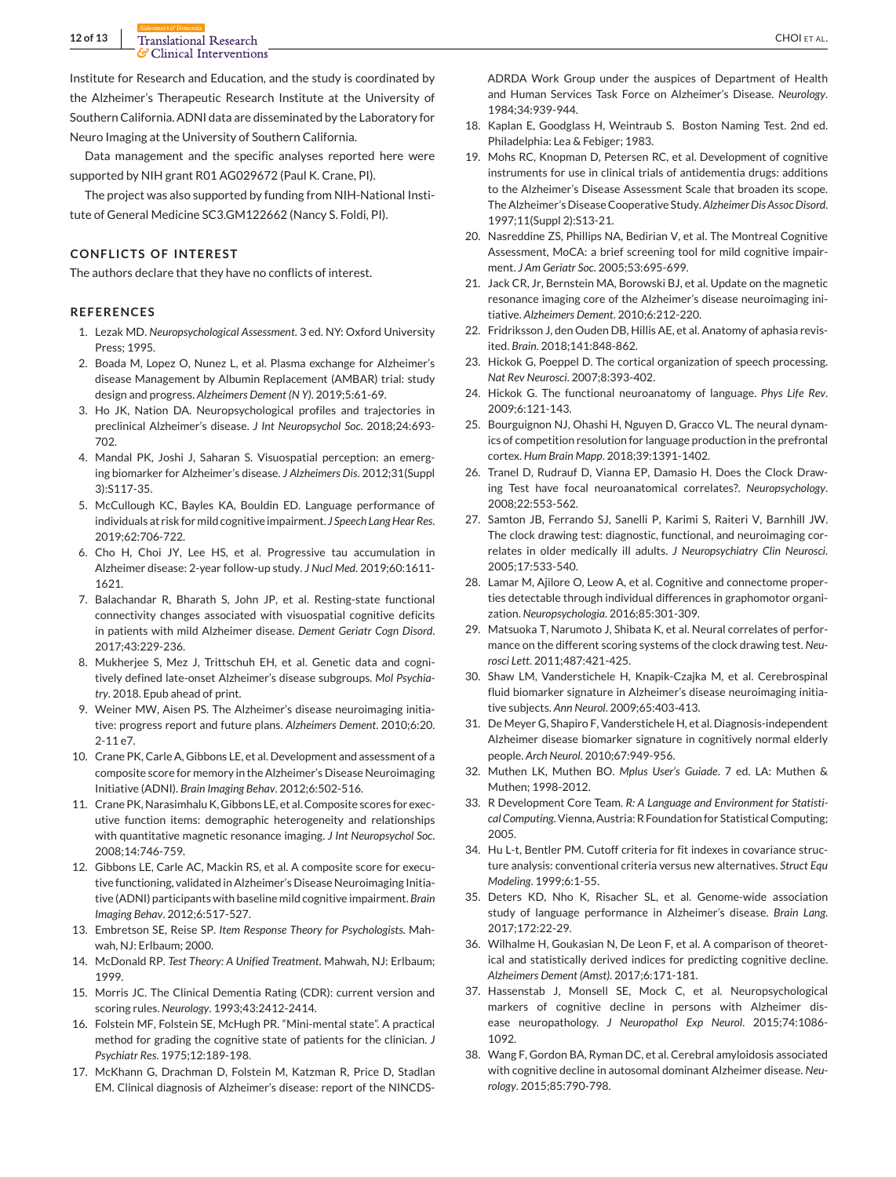Institute for Research and Education, and the study is coordinated by the Alzheimer's Therapeutic Research Institute at the University of Southern California. ADNI data are disseminated by the Laboratory for Neuro Imaging at the University of Southern California.

Data management and the specific analyses reported here were supported by NIH grant R01 AG029672 (Paul K. Crane, PI).

The project was also supported by funding from NIH-National Institute of General Medicine SC3.GM122662 (Nancy S. Foldi, PI).

## CONFLICTS OF INTEREST

The authors declare that they have no conflicts of interest.

## REFERENCES

1. Lezak MD. *Neuropsychological Assessment*. 3 ed. NY: Oxford University Press; 1995.
2. Boada M, Lopez O, Nunez L, et al. Plasma exchange for Alzheimer's disease Management by Albumin Replacement (AMBAR) trial: study design and progress. *Alzheimers Dement (N Y)*. 2019;5:61-69.
3. Ho JK, Nation DA. Neuropsychological profiles and trajectories in preclinical Alzheimer's disease. *J Int Neuropsychol Soc*. 2018;24:693-702.
4. Mandal PK, Joshi J, Saharan S. Visuospatial perception: an emerging biomarker for Alzheimer's disease. *J Alzheimers Dis*. 2012;31(Suppl 3):S117-35.
5. McCullough KC, Bayles KA, Bouldin ED. Language performance of individuals at risk for mild cognitive impairment. *J Speech Lang Hear Res*. 2019;62:706-722.
6. Cho H, Choi JY, Lee HS, et al. Progressive tau accumulation in Alzheimer disease: 2-year follow-up study. *J Nucl Med*. 2019;60:1611-1621.
7. Balachandar R, Bharath S, John JP, et al. Resting-state functional connectivity changes associated with visuospatial cognitive deficits in patients with mild Alzheimer disease. *Dement Geriatr Cogn Disord*. 2017;43:229-236.
8. Mukherjee S, Mez J, Trittschuh EH, et al. Genetic data and cognitively defined late-onset Alzheimer's disease subgroups. *Mol Psychiatry*. 2018. Epub ahead of print.
9. Weiner MW, Aisen PS. The Alzheimer's disease neuroimaging initiative: progress report and future plans. *Alzheimers Dement*. 2010;6:20. 2-11 e7.
10. Crane PK, Carle A, Gibbons LE, et al. Development and assessment of a composite score for memory in the Alzheimer's Disease Neuroimaging Initiative (ADNI). *Brain Imaging Behav*. 2012;6:502-516.
11. Crane PK, Narasimhalu K, Gibbons LE, et al. Composite scores for executive function items: demographic heterogeneity and relationships with quantitative magnetic resonance imaging. *J Int Neuropsychol Soc*. 2008;14:746-759.
12. Gibbons LE, Carle AC, Mackin RS, et al. A composite score for executive functioning, validated in Alzheimer's Disease Neuroimaging Initiative (ADNI) participants with baseline mild cognitive impairment. *Brain Imaging Behav*. 2012;6:517-527.
13. Embretson SE, Reise SP. *Item Response Theory for Psychologists*. Mahwah, NJ: Erlbaum; 2000.
14. McDonald RP. *Test Theory: A Unified Treatment*. Mahwah, NJ: Erlbaum; 1999.
15. Morris JC. The Clinical Dementia Rating (CDR): current version and scoring rules. *Neurology*. 1993;43:2412-2414.
16. Folstein MF, Folstein SE, McHugh PR. "Mini-mental state". A practical method for grading the cognitive state of patients for the clinician. *J Psychiatr Res*. 1975;12:189-198.
17. McKhann G, Drachman D, Folstein M, Katzman R, Price D, Stadlan EM. Clinical diagnosis of Alzheimer's disease: report of the NINCDS-ADRDA Work Group under the auspices of Department of Health and Human Services Task Force on Alzheimer's Disease. *Neurology*. 1984;34:939-944.
18. Kaplan E, Goodglass H, Weintraub S. Boston Naming Test. 2nd ed. Philadelphia: Lea & Febiger; 1983.
19. Mohs RC, Knopman D, Petersen RC, et al. Development of cognitive instruments for use in clinical trials of antidementia drugs: additions to the Alzheimer's Disease Assessment Scale that broaden its scope. The Alzheimer's Disease Cooperative Study. *Alzheimer Dis Assoc Disord*. 1997;11(Suppl 2):S13-21.
20. Nasreddine ZS, Phillips NA, Bedirian V, et al. The Montreal Cognitive Assessment, MoCA: a brief screening tool for mild cognitive impairment. *J Am Geriatr Soc*. 2005;53:695-699.
21. Jack CR, Jr, Bernstein MA, Borowski BJ, et al. Update on the magnetic resonance imaging core of the Alzheimer's disease neuroimaging initiative. *Alzheimers Dement*. 2010;6:212-220.
22. Fridriksson J, den Ouden DB, Hillis AE, et al. Anatomy of aphasia revisited. *Brain*. 2018;141:848-862.
23. Hickok G, Poeppel D. The cortical organization of speech processing. *Nat Rev Neurosci*. 2007;8:393-402.
24. Hickok G. The functional neuroanatomy of language. *Phys Life Rev*. 2009;6:121-143.
25. Bourguignon NJ, Ohashi H, Nguyen D, Gracco VL. The neural dynamics of competition resolution for language production in the prefrontal cortex. *Hum Brain Mapp*. 2018;39:1391-1402.
26. Tranel D, Rudrauf D, Vianna EP, Damasio H. Does the Clock Drawing Test have focal neuroanatomical correlates?. *Neuropsychology*. 2008;22:553-562.
27. Samton JB, Ferrando SJ, Sanelli P, Karimi S, Raiteri V, Barnhill JW. The clock drawing test: diagnostic, functional, and neuroimaging correlates in older medically ill adults. *J Neuropsychiatry Clin Neurosci*. 2005;17:533-540.
28. Lamar M, Ajilore O, Leow A, et al. Cognitive and connectome properties detectable through individual differences in graphomotor organization. *Neuropsychologia*. 2016;85:301-309.
29. Matsuoka T, Narumoto J, Shibata K, et al. Neural correlates of performance on the different scoring systems of the clock drawing test. *Neurosci Lett*. 2011;487:421-425.
30. Shaw LM, Vanderstichele H, Knapik-Czajka M, et al. Cerebrospinal fluid biomarker signature in Alzheimer's disease neuroimaging initiative subjects. *Ann Neurol*. 2009;65:403-413.
31. De Meyer G, Shapiro F, Vanderstichele H, et al. Diagnosis-independent Alzheimer disease biomarker signature in cognitively normal elderly people. *Arch Neurol*. 2010;67:949-956.
32. Muthen LK, Muthen BO. *Mplus User's Guiade*. 7 ed. LA: Muthen & Muthen; 1998-2012.
33. R Development Core Team. *R: A Language and Environment for Statistical Computing*. Vienna, Austria: R Foundation for Statistical Computing; 2005.
34. Hu L-t, Bentler PM. Cutoff criteria for fit indexes in covariance structure analysis: conventional criteria versus new alternatives. *Struct Equ Modeling*. 1999;6:1-55.
35. Deters KD, Nho K, Risacher SL, et al. Genome-wide association study of language performance in Alzheimer's disease. *Brain Lang*. 2017;172:22-29.
36. Wilhalme H, Goukasian N, De Leon F, et al. A comparison of theoretical and statistically derived indices for predicting cognitive decline. *Alzheimers Dement (Amst)*. 2017;6:171-181.
37. Hassenstab J, Monsell SE, Mock C, et al. Neuropsychological markers of cognitive decline in persons with Alzheimer disease neuropathology. *J Neuropathol Exp Neurol*. 2015;74:1086-1092.
38. Wang F, Gordon BA, Ryman DC, et al. Cerebral amyloidosis associated with cognitive decline in autosomal dominant Alzheimer disease. *Neurology*. 2015;85:790-798.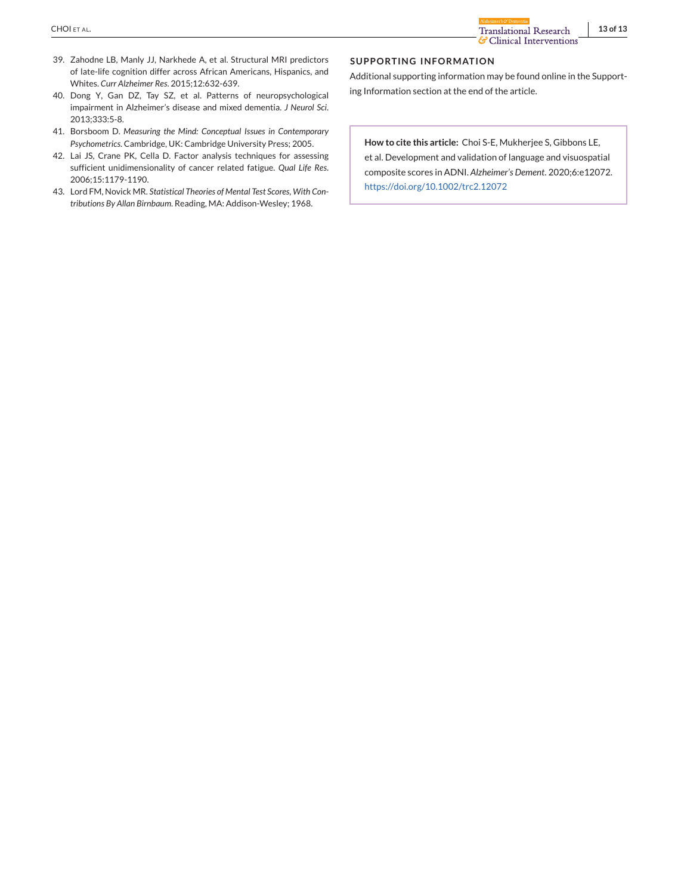39. Zahodne LB, Manly JJ, Narkhede A, et al. Structural MRI predictors of late-life cognition differ across African Americans, Hispanics, and Whites. *Curr Alzheimer Res*. 2015;12:632-639.
40. Dong Y, Gan DZ, Tay SZ, et al. Patterns of neuropsychological impairment in Alzheimer's disease and mixed dementia. *J Neurol Sci*. 2013;333:5-8.
41. Borsboom D. *Measuring the Mind: Conceptual Issues in Contemporary Psychometrics*. Cambridge, UK: Cambridge University Press; 2005.
42. Lai JS, Crane PK, Cella D. Factor analysis techniques for assessing sufficient unidimensionality of cancer related fatigue. *Qual Life Res*. 2006;15:1179-1190.
43. Lord FM, Novick MR. *Statistical Theories of Mental Test Scores, With Contributions By Allan Birnbaum*. Reading, MA: Addison-Wesley; 1968.

## SUPPORTING INFORMATION

Additional supporting information may be found online in the Supporting Information section at the end of the article.

**How to cite this article:** Choi S-E, Mukherjee S, Gibbons LE, et al. Development and validation of language and visuospatial composite scores in ADNI. *Alzheimer's Dement*. 2020;6:e12072. https://doi.org/10.1002/trc2.12072